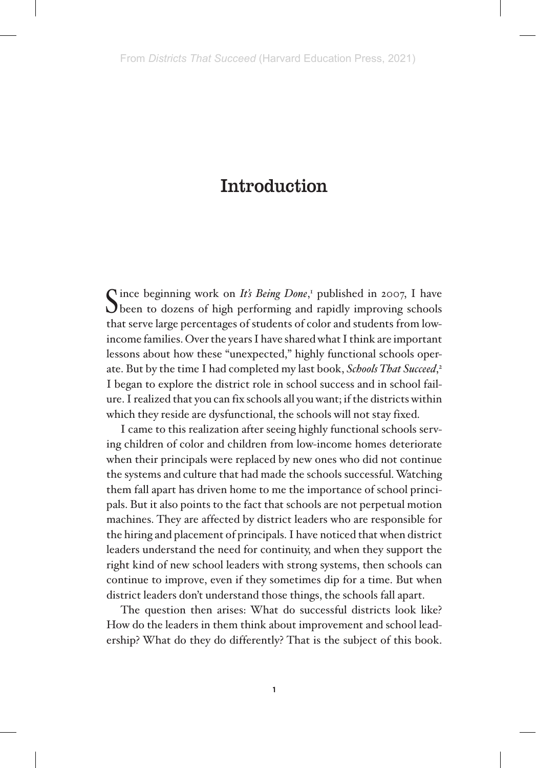From *Districts That Succeed* (Harvard Education Press, 2021)

# Introduction

Since beginning work on *It's Being Done*,[1] published in 2007, I have been to dozens of high performing and rapidly improving schools that serve large percentages of students of color and students from low-income families. Over the years I have shared what I think are important lessons about how these "unexpected," highly functional schools operate. But by the time I had completed my last book, *Schools That Succeed*,[2] I began to explore the district role in school success and in school failure. I realized that you can fix schools all you want; if the districts within which they reside are dysfunctional, the schools will not stay fixed.

I came to this realization after seeing highly functional schools serving children of color and children from low-income homes deteriorate when their principals were replaced by new ones who did not continue the systems and culture that had made the schools successful. Watching them fall apart has driven home to me the importance of school principals. But it also points to the fact that schools are not perpetual motion machines. They are affected by district leaders who are responsible for the hiring and placement of principals. I have noticed that when district leaders understand the need for continuity, and when they support the right kind of new school leaders with strong systems, then schools can continue to improve, even if they sometimes dip for a time. But when district leaders don't understand those things, the schools fall apart.

The question then arises: What do successful districts look like? How do the leaders in them think about improvement and school leadership? What do they do differently? That is the subject of this book.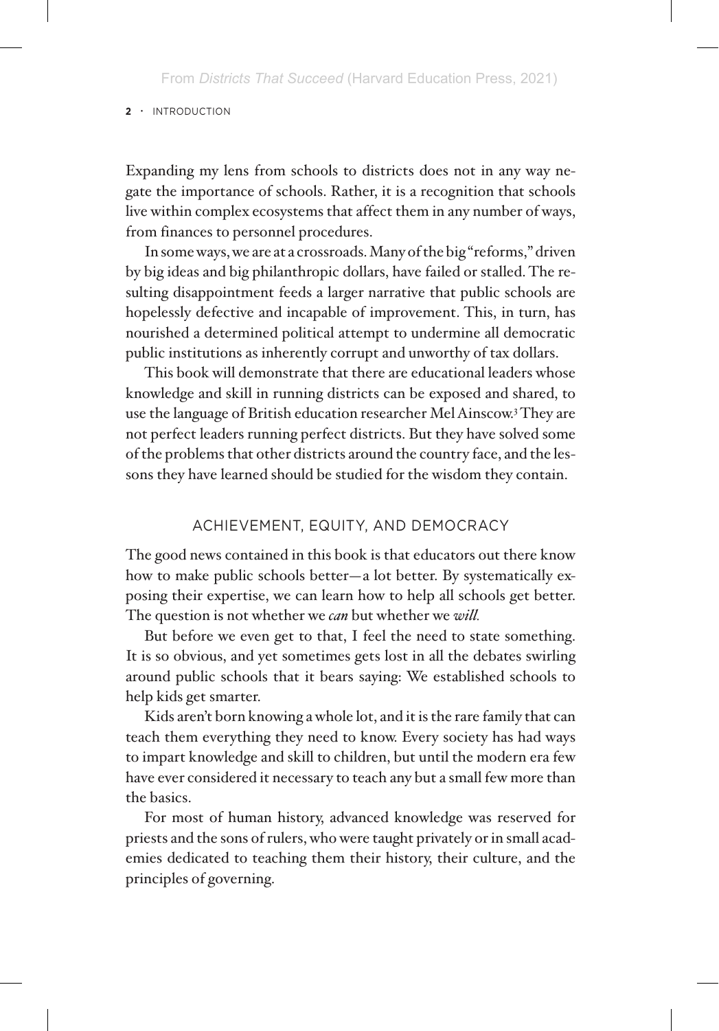Expanding my lens from schools to districts does not in any way negate the importance of schools. Rather, it is a recognition that schools live within complex ecosystems that affect them in any number of ways, from finances to personnel procedures.

In some ways, we are at a crossroads. Many of the big "reforms," driven by big ideas and big philanthropic dollars, have failed or stalled. The resulting disappointment feeds a larger narrative that public schools are hopelessly defective and incapable of improvement. This, in turn, has nourished a determined political attempt to undermine all democratic public institutions as inherently corrupt and unworthy of tax dollars.

This book will demonstrate that there are educational leaders whose knowledge and skill in running districts can be exposed and shared, to use the language of British education researcher Mel Ainscow.[3] They are not perfect leaders running perfect districts. But they have solved some of the problems that other districts around the country face, and the lessons they have learned should be studied for the wisdom they contain.

## ACHIEVEMENT, EQUITY, AND DEMOCRACY

The good news contained in this book is that educators out there know how to make public schools better—a lot better. By systematically exposing their expertise, we can learn how to help all schools get better. The question is not whether we *can* but whether we *will.*

But before we even get to that, I feel the need to state something. It is so obvious, and yet sometimes gets lost in all the debates swirling around public schools that it bears saying: We established schools to help kids get smarter.

Kids aren't born knowing a whole lot, and it is the rare family that can teach them everything they need to know. Every society has had ways to impart knowledge and skill to children, but until the modern era few have ever considered it necessary to teach any but a small few more than the basics.

For most of human history, advanced knowledge was reserved for priests and the sons of rulers, who were taught privately or in small academies dedicated to teaching them their history, their culture, and the principles of governing.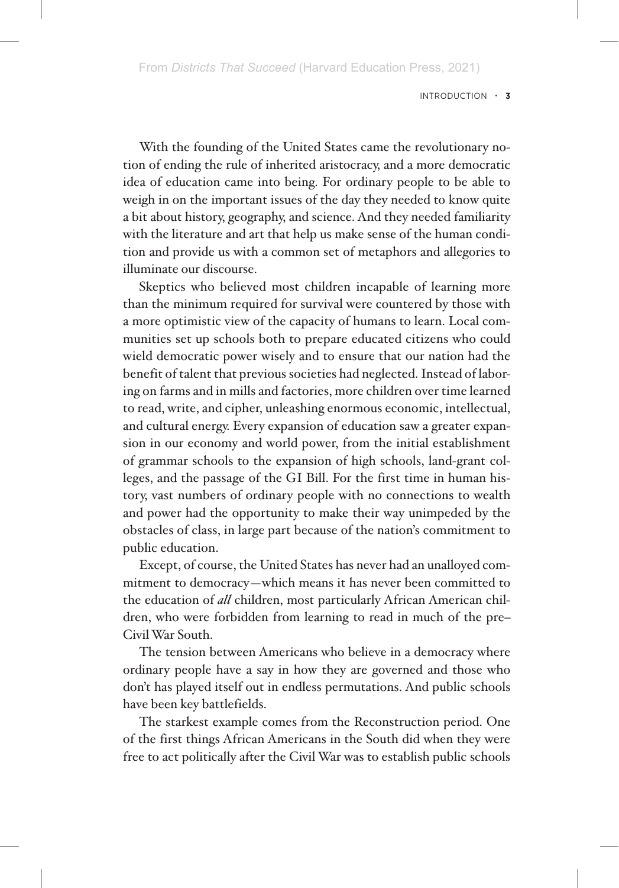With the founding of the United States came the revolutionary notion of ending the rule of inherited aristocracy, and a more democratic idea of education came into being. For ordinary people to be able to weigh in on the important issues of the day they needed to know quite a bit about history, geography, and science. And they needed familiarity with the literature and art that help us make sense of the human condition and provide us with a common set of metaphors and allegories to illuminate our discourse.

Skeptics who believed most children incapable of learning more than the minimum required for survival were countered by those with a more optimistic view of the capacity of humans to learn. Local communities set up schools both to prepare educated citizens who could wield democratic power wisely and to ensure that our nation had the benefit of talent that previous societies had neglected. Instead of laboring on farms and in mills and factories, more children over time learned to read, write, and cipher, unleashing enormous economic, intellectual, and cultural energy. Every expansion of education saw a greater expansion in our economy and world power, from the initial establishment of grammar schools to the expansion of high schools, land-grant colleges, and the passage of the GI Bill. For the first time in human history, vast numbers of ordinary people with no connections to wealth and power had the opportunity to make their way unimpeded by the obstacles of class, in large part because of the nation's commitment to public education.

Except, of course, the United States has never had an unalloyed commitment to democracy—which means it has never been committed to the education of *all* children, most particularly African American children, who were forbidden from learning to read in much of the pre–Civil War South.

The tension between Americans who believe in a democracy where ordinary people have a say in how they are governed and those who don't has played itself out in endless permutations. And public schools have been key battlefields.

The starkest example comes from the Reconstruction period. One of the first things African Americans in the South did when they were free to act politically after the Civil War was to establish public schools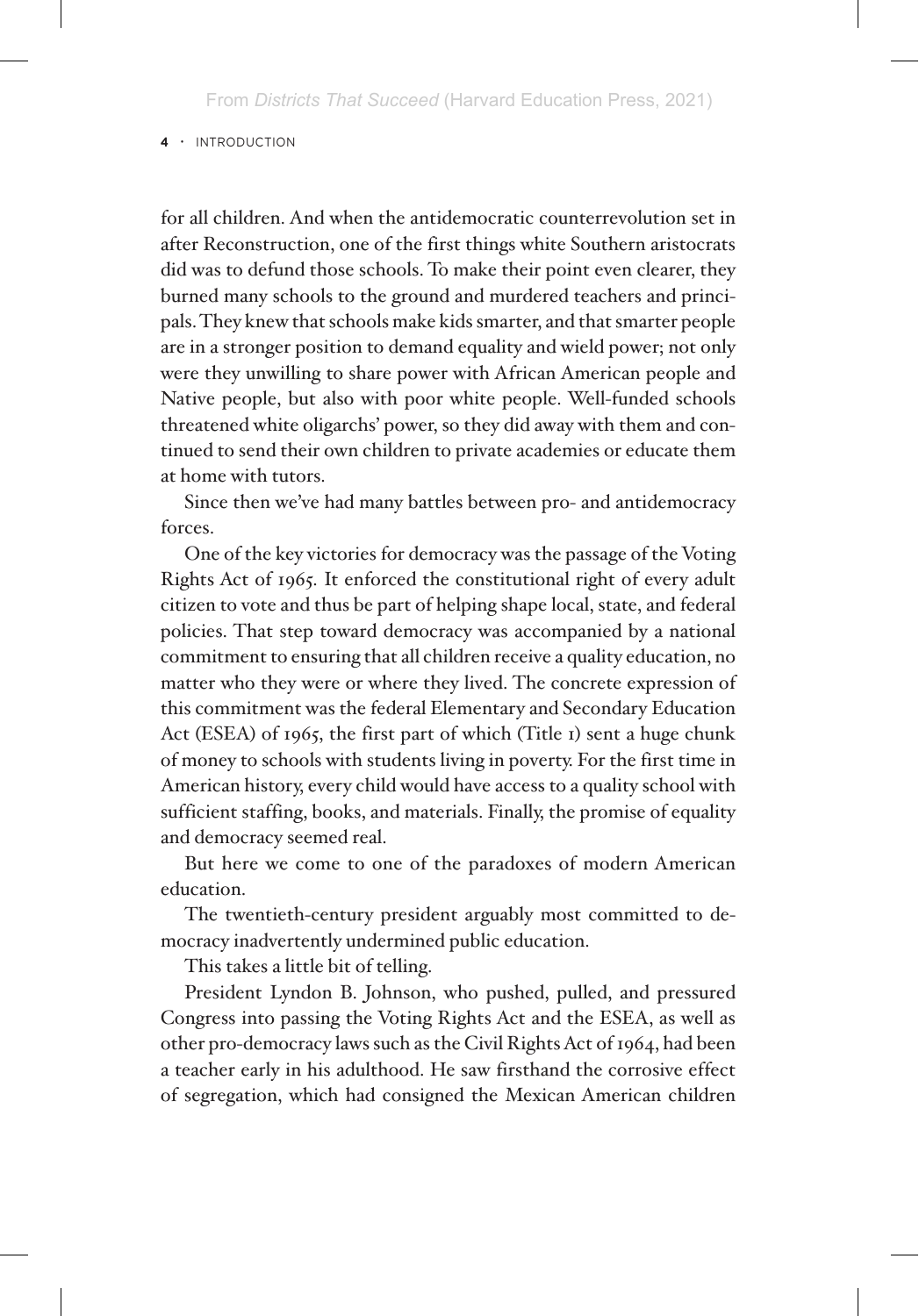for all children. And when the antidemocratic counterrevolution set in after Reconstruction, one of the first things white Southern aristocrats did was to defund those schools. To make their point even clearer, they burned many schools to the ground and murdered teachers and principals. They knew that schools make kids smarter, and that smarter people are in a stronger position to demand equality and wield power; not only were they unwilling to share power with African American people and Native people, but also with poor white people. Well-funded schools threatened white oligarchs' power, so they did away with them and continued to send their own children to private academies or educate them at home with tutors.

Since then we've had many battles between pro- and antidemocracy forces.

One of the key victories for democracy was the passage of the Voting Rights Act of 1965. It enforced the constitutional right of every adult citizen to vote and thus be part of helping shape local, state, and federal policies. That step toward democracy was accompanied by a national commitment to ensuring that all children receive a quality education, no matter who they were or where they lived. The concrete expression of this commitment was the federal Elementary and Secondary Education Act (ESEA) of 1965, the first part of which (Title 1) sent a huge chunk of money to schools with students living in poverty. For the first time in American history, every child would have access to a quality school with sufficient staffing, books, and materials. Finally, the promise of equality and democracy seemed real.

But here we come to one of the paradoxes of modern American education.

The twentieth-century president arguably most committed to democracy inadvertently undermined public education.

This takes a little bit of telling.

President Lyndon B. Johnson, who pushed, pulled, and pressured Congress into passing the Voting Rights Act and the ESEA, as well as other pro-democracy laws such as the Civil Rights Act of 1964, had been a teacher early in his adulthood. He saw firsthand the corrosive effect of segregation, which had consigned the Mexican American children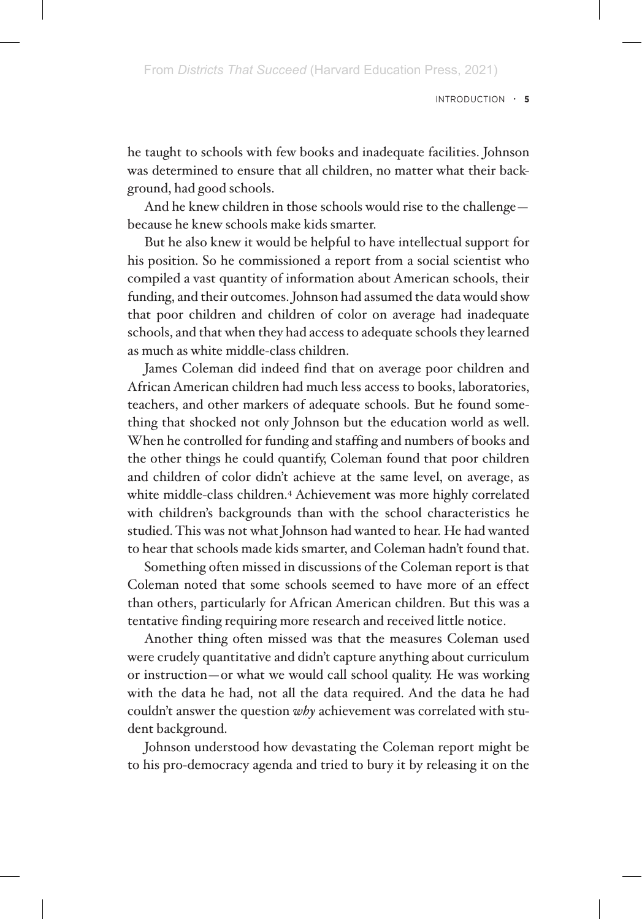he taught to schools with few books and inadequate facilities. Johnson was determined to ensure that all children, no matter what their background, had good schools.

And he knew children in those schools would rise to the challenge—because he knew schools make kids smarter.

But he also knew it would be helpful to have intellectual support for his position. So he commissioned a report from a social scientist who compiled a vast quantity of information about American schools, their funding, and their outcomes. Johnson had assumed the data would show that poor children and children of color on average had inadequate schools, and that when they had access to adequate schools they learned as much as white middle-class children.

James Coleman did indeed find that on average poor children and African American children had much less access to books, laboratories, teachers, and other markers of adequate schools. But he found something that shocked not only Johnson but the education world as well. When he controlled for funding and staffing and numbers of books and the other things he could quantify, Coleman found that poor children and children of color didn't achieve at the same level, on average, as white middle-class children.[4] Achievement was more highly correlated with children's backgrounds than with the school characteristics he studied. This was not what Johnson had wanted to hear. He had wanted to hear that schools made kids smarter, and Coleman hadn't found that.

Something often missed in discussions of the Coleman report is that Coleman noted that some schools seemed to have more of an effect than others, particularly for African American children. But this was a tentative finding requiring more research and received little notice.

Another thing often missed was that the measures Coleman used were crudely quantitative and didn't capture anything about curriculum or instruction—or what we would call school quality. He was working with the data he had, not all the data required. And the data he had couldn't answer the question *why* achievement was correlated with student background.

Johnson understood how devastating the Coleman report might be to his pro-democracy agenda and tried to bury it by releasing it on the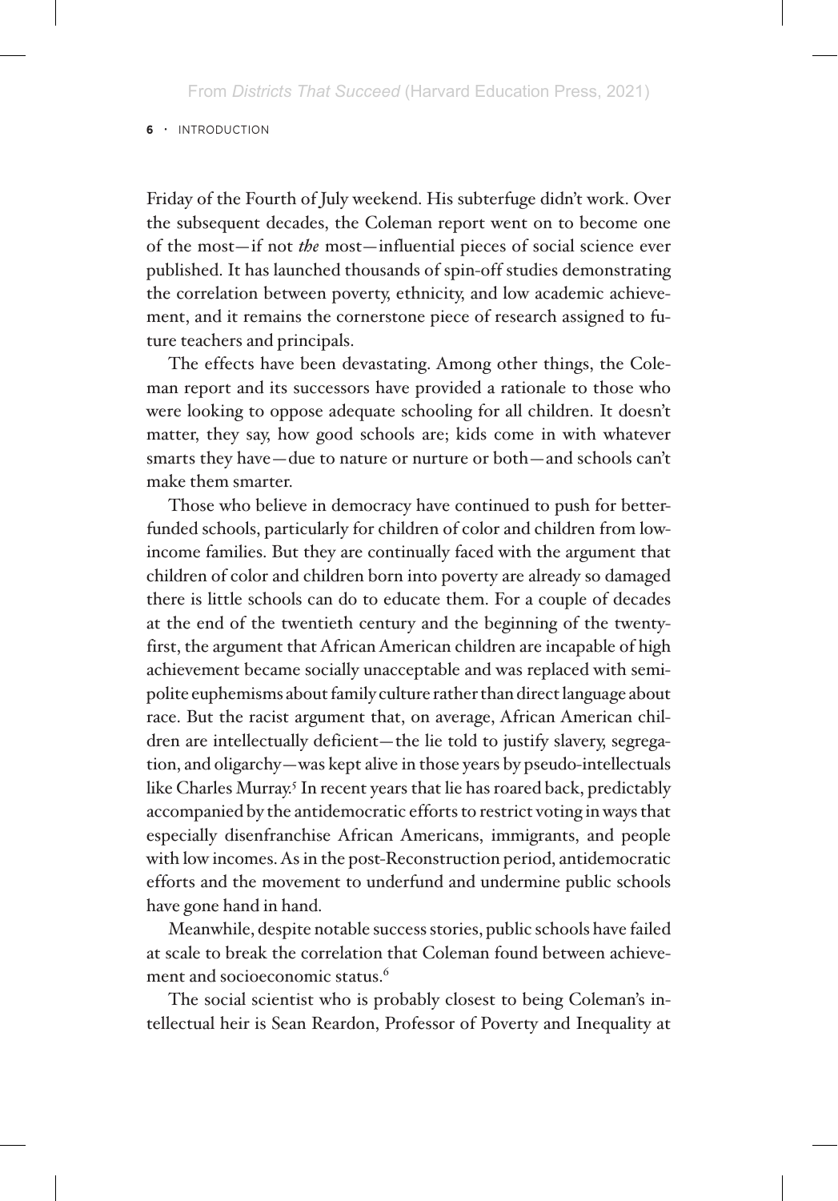Friday of the Fourth of July weekend. His subterfuge didn't work. Over the subsequent decades, the Coleman report went on to become one of the most—if not *the* most—influential pieces of social science ever published. It has launched thousands of spin-off studies demonstrating the correlation between poverty, ethnicity, and low academic achievement, and it remains the cornerstone piece of research assigned to future teachers and principals.

The effects have been devastating. Among other things, the Coleman report and its successors have provided a rationale to those who were looking to oppose adequate schooling for all children. It doesn't matter, they say, how good schools are; kids come in with whatever smarts they have—due to nature or nurture or both—and schools can't make them smarter.

Those who believe in democracy have continued to push for better-funded schools, particularly for children of color and children from low-income families. But they are continually faced with the argument that children of color and children born into poverty are already so damaged there is little schools can do to educate them. For a couple of decades at the end of the twentieth century and the beginning of the twenty-first, the argument that African American children are incapable of high achievement became socially unacceptable and was replaced with semi-polite euphemisms about family culture rather than direct language about race. But the racist argument that, on average, African American children are intellectually deficient—the lie told to justify slavery, segregation, and oligarchy—was kept alive in those years by pseudo-intellectuals like Charles Murray.[5] In recent years that lie has roared back, predictably accompanied by the antidemocratic efforts to restrict voting in ways that especially disenfranchise African Americans, immigrants, and people with low incomes. As in the post-Reconstruction period, antidemocratic efforts and the movement to underfund and undermine public schools have gone hand in hand.

Meanwhile, despite notable success stories, public schools have failed at scale to break the correlation that Coleman found between achievement and socioeconomic status.[6]

The social scientist who is probably closest to being Coleman's intellectual heir is Sean Reardon, Professor of Poverty and Inequality at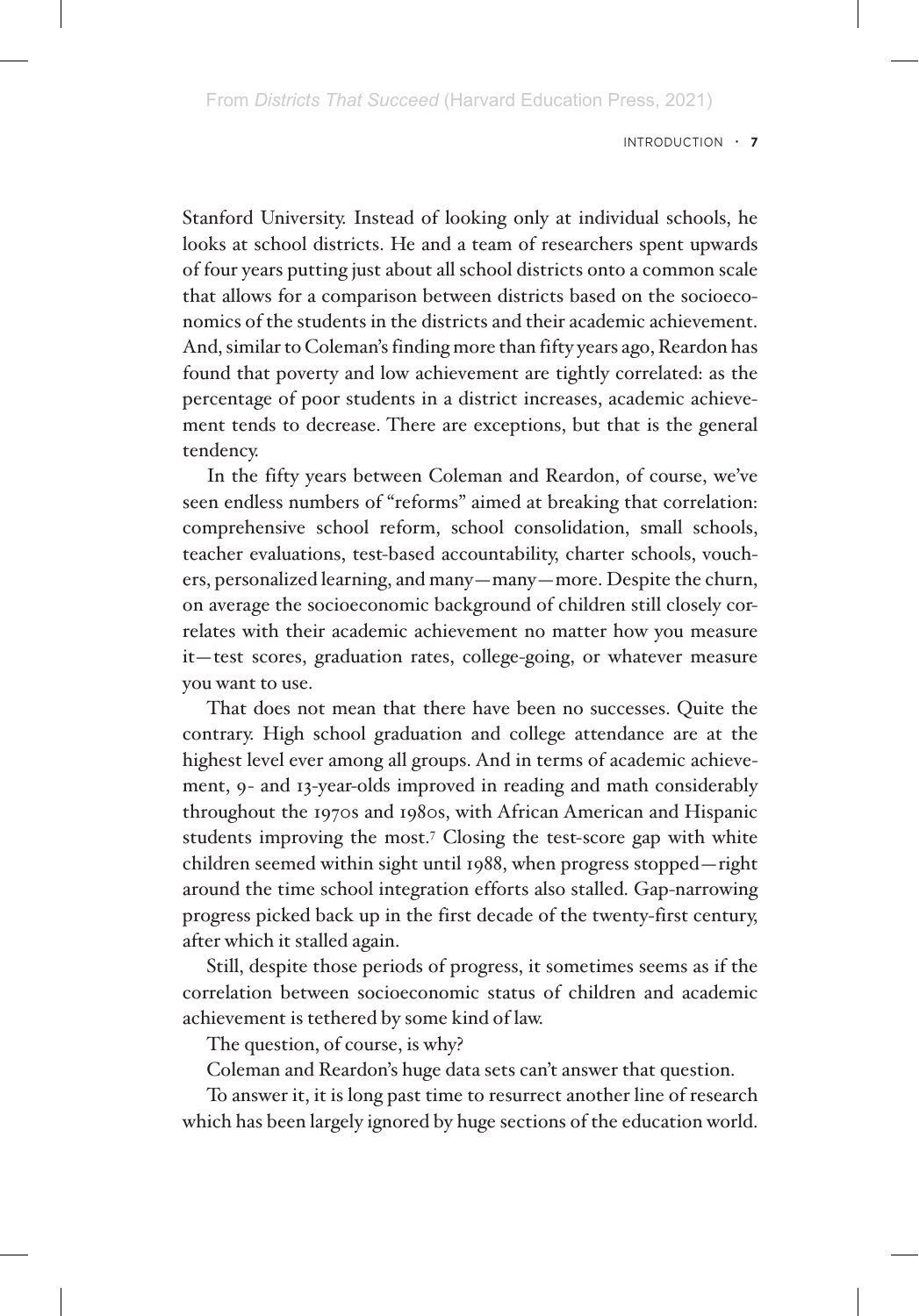Stanford University. Instead of looking only at individual schools, he looks at school districts. He and a team of researchers spent upwards of four years putting just about all school districts onto a common scale that allows for a comparison between districts based on the socioeconomics of the students in the districts and their academic achievement. And, similar to Coleman's finding more than fifty years ago, Reardon has found that poverty and low achievement are tightly correlated: as the percentage of poor students in a district increases, academic achievement tends to decrease. There are exceptions, but that is the general tendency.

In the fifty years between Coleman and Reardon, of course, we've seen endless numbers of "reforms" aimed at breaking that correlation: comprehensive school reform, school consolidation, small schools, teacher evaluations, test-based accountability, charter schools, vouchers, personalized learning, and many—many—more. Despite the churn, on average the socioeconomic background of children still closely correlates with their academic achievement no matter how you measure it—test scores, graduation rates, college-going, or whatever measure you want to use.

That does not mean that there have been no successes. Quite the contrary. High school graduation and college attendance are at the highest level ever among all groups. And in terms of academic achievement, 9- and 13-year-olds improved in reading and math considerably throughout the 1970s and 1980s, with African American and Hispanic students improving the most.[7] Closing the test-score gap with white children seemed within sight until 1988, when progress stopped—right around the time school integration efforts also stalled. Gap-narrowing progress picked back up in the first decade of the twenty-first century, after which it stalled again.

Still, despite those periods of progress, it sometimes seems as if the correlation between socioeconomic status of children and academic achievement is tethered by some kind of law.

The question, of course, is why?

Coleman and Reardon's huge data sets can't answer that question.

To answer it, it is long past time to resurrect another line of research which has been largely ignored by huge sections of the education world.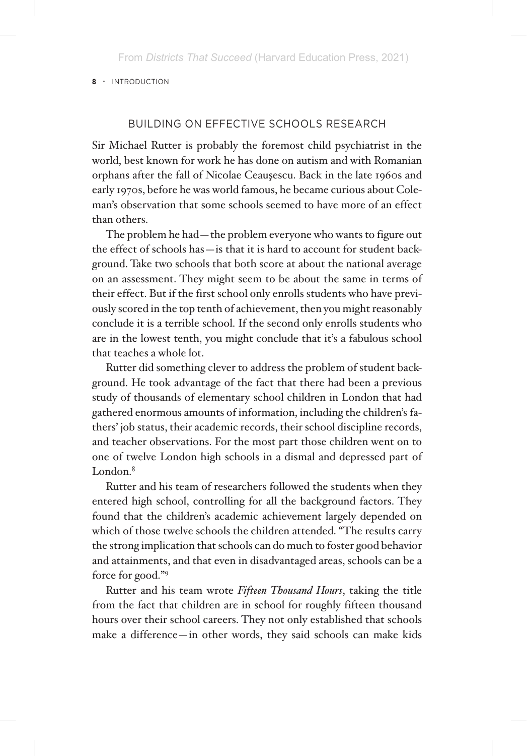## BUILDING ON EFFECTIVE SCHOOLS RESEARCH

Sir Michael Rutter is probably the foremost child psychiatrist in the world, best known for work he has done on autism and with Romanian orphans after the fall of Nicolae Ceauşescu. Back in the late 1960s and early 1970s, before he was world famous, he became curious about Coleman's observation that some schools seemed to have more of an effect than others.

The problem he had—the problem everyone who wants to figure out the effect of schools has—is that it is hard to account for student background. Take two schools that both score at about the national average on an assessment. They might seem to be about the same in terms of their effect. But if the first school only enrolls students who have previously scored in the top tenth of achievement, then you might reasonably conclude it is a terrible school. If the second only enrolls students who are in the lowest tenth, you might conclude that it's a fabulous school that teaches a whole lot.

Rutter did something clever to address the problem of student background. He took advantage of the fact that there had been a previous study of thousands of elementary school children in London that had gathered enormous amounts of information, including the children's fathers' job status, their academic records, their school discipline records, and teacher observations. For the most part those children went on to one of twelve London high schools in a dismal and depressed part of London.[8]

Rutter and his team of researchers followed the students when they entered high school, controlling for all the background factors. They found that the children's academic achievement largely depended on which of those twelve schools the children attended. "The results carry the strong implication that schools can do much to foster good behavior and attainments, and that even in disadvantaged areas, schools can be a force for good."[9]

Rutter and his team wrote *Fifteen Thousand Hours*, taking the title from the fact that children are in school for roughly fifteen thousand hours over their school careers. They not only established that schools make a difference—in other words, they said schools can make kids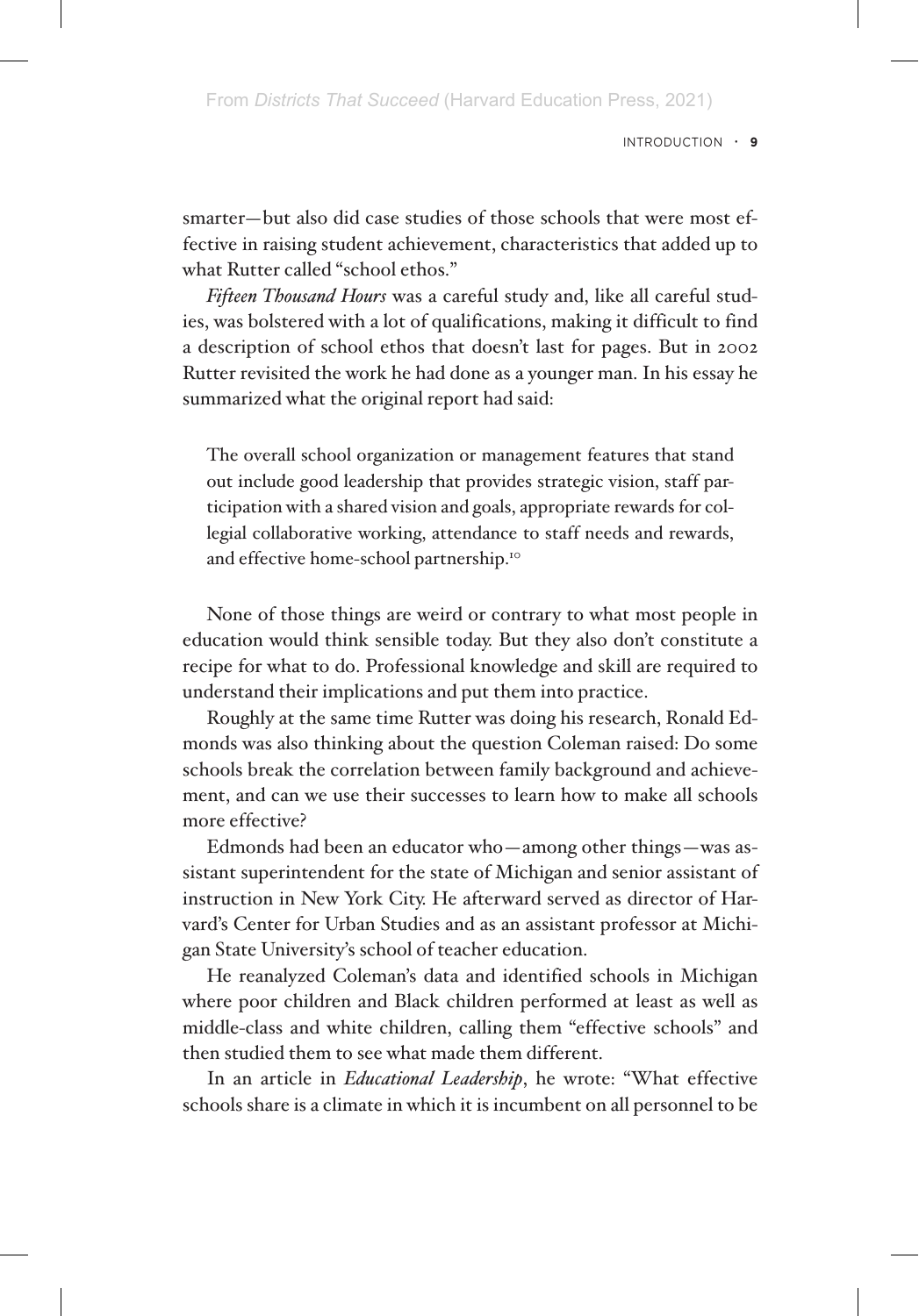smarter—but also did case studies of those schools that were most effective in raising student achievement, characteristics that added up to what Rutter called "school ethos."

*Fifteen Thousand Hours* was a careful study and, like all careful studies, was bolstered with a lot of qualifications, making it difficult to find a description of school ethos that doesn't last for pages. But in 2002 Rutter revisited the work he had done as a younger man. In his essay he summarized what the original report had said:

> The overall school organization or management features that stand out include good leadership that provides strategic vision, staff participation with a shared vision and goals, appropriate rewards for collegial collaborative working, attendance to staff needs and rewards, and effective home-school partnership.[10]

None of those things are weird or contrary to what most people in education would think sensible today. But they also don't constitute a recipe for what to do. Professional knowledge and skill are required to understand their implications and put them into practice.

Roughly at the same time Rutter was doing his research, Ronald Edmonds was also thinking about the question Coleman raised: Do some schools break the correlation between family background and achievement, and can we use their successes to learn how to make all schools more effective?

Edmonds had been an educator who—among other things—was assistant superintendent for the state of Michigan and senior assistant of instruction in New York City. He afterward served as director of Harvard's Center for Urban Studies and as an assistant professor at Michigan State University's school of teacher education.

He reanalyzed Coleman's data and identified schools in Michigan where poor children and Black children performed at least as well as middle-class and white children, calling them "effective schools" and then studied them to see what made them different.

In an article in *Educational Leadership*, he wrote: "What effective schools share is a climate in which it is incumbent on all personnel to be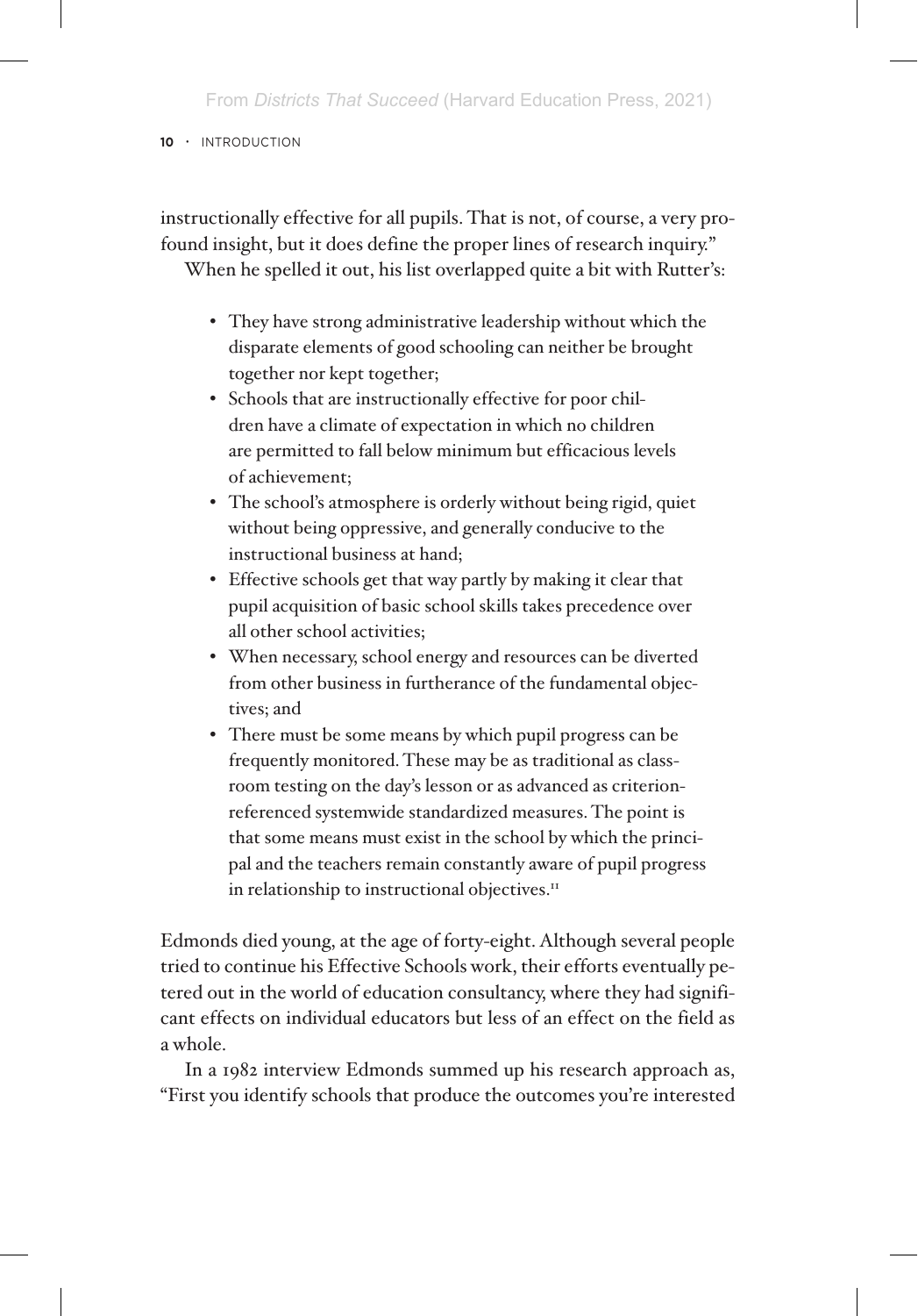instructionally effective for all pupils. That is not, of course, a very profound insight, but it does define the proper lines of research inquiry."

When he spelled it out, his list overlapped quite a bit with Rutter's:

- They have strong administrative leadership without which the disparate elements of good schooling can neither be brought together nor kept together;
- Schools that are instructionally effective for poor children have a climate of expectation in which no children are permitted to fall below minimum but efficacious levels of achievement;
- The school's atmosphere is orderly without being rigid, quiet without being oppressive, and generally conducive to the instructional business at hand;
- Effective schools get that way partly by making it clear that pupil acquisition of basic school skills takes precedence over all other school activities;
- When necessary, school energy and resources can be diverted from other business in furtherance of the fundamental objectives; and
- There must be some means by which pupil progress can be frequently monitored. These may be as traditional as classroom testing on the day's lesson or as advanced as criterion-referenced systemwide standardized measures. The point is that some means must exist in the school by which the principal and the teachers remain constantly aware of pupil progress in relationship to instructional objectives.[11]

Edmonds died young, at the age of forty-eight. Although several people tried to continue his Effective Schools work, their efforts eventually petered out in the world of education consultancy, where they had significant effects on individual educators but less of an effect on the field as a whole.

In a 1982 interview Edmonds summed up his research approach as, "First you identify schools that produce the outcomes you're interested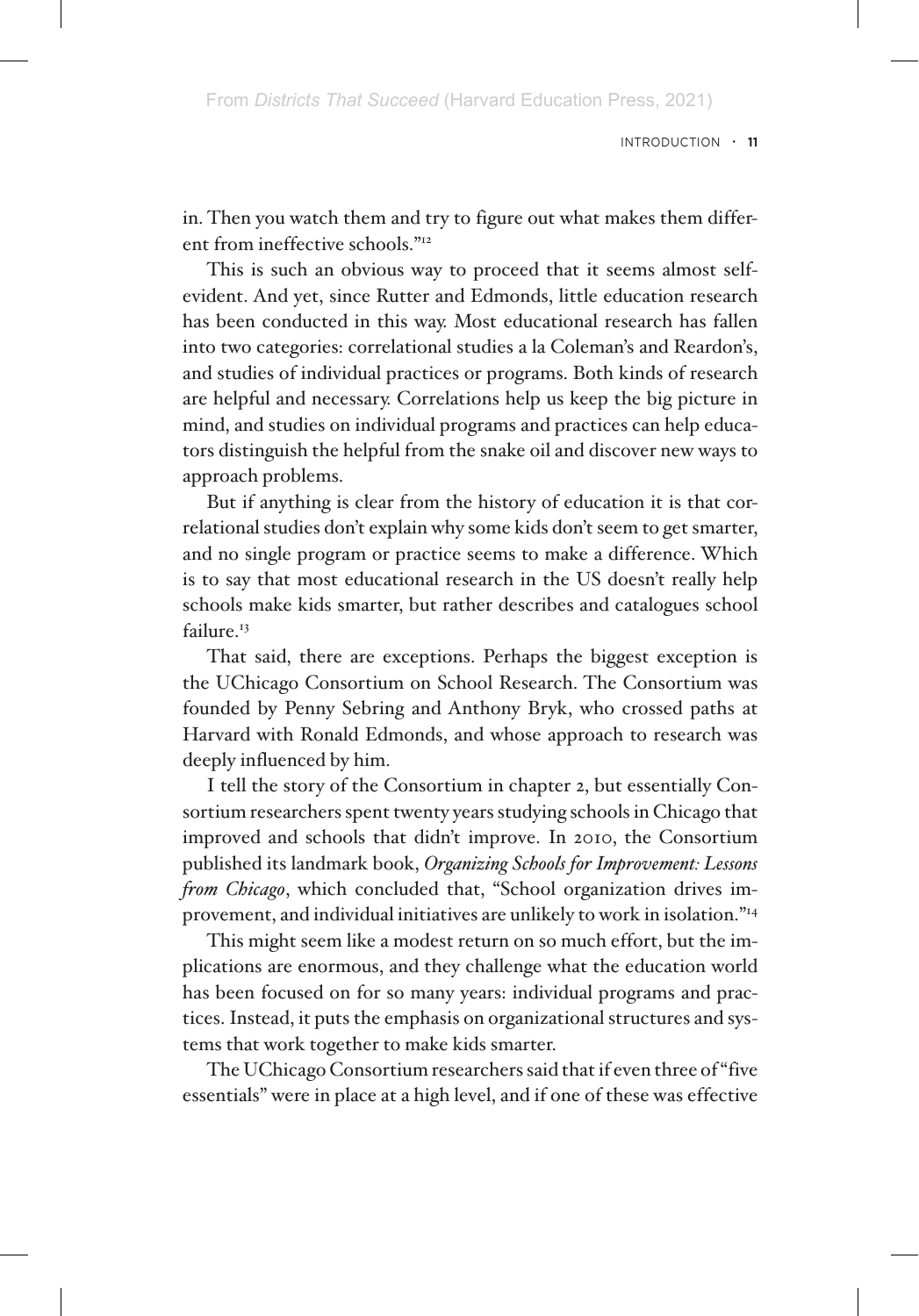in. Then you watch them and try to figure out what makes them different from ineffective schools."[12]

This is such an obvious way to proceed that it seems almost self-evident. And yet, since Rutter and Edmonds, little education research has been conducted in this way. Most educational research has fallen into two categories: correlational studies a la Coleman's and Reardon's, and studies of individual practices or programs. Both kinds of research are helpful and necessary. Correlations help us keep the big picture in mind, and studies on individual programs and practices can help educators distinguish the helpful from the snake oil and discover new ways to approach problems.

But if anything is clear from the history of education it is that correlational studies don't explain why some kids don't seem to get smarter, and no single program or practice seems to make a difference. Which is to say that most educational research in the US doesn't really help schools make kids smarter, but rather describes and catalogues school failure.[13]

That said, there are exceptions. Perhaps the biggest exception is the UChicago Consortium on School Research. The Consortium was founded by Penny Sebring and Anthony Bryk, who crossed paths at Harvard with Ronald Edmonds, and whose approach to research was deeply influenced by him.

I tell the story of the Consortium in chapter 2, but essentially Consortium researchers spent twenty years studying schools in Chicago that improved and schools that didn't improve. In 2010, the Consortium published its landmark book, *Organizing Schools for Improvement: Lessons from Chicago*, which concluded that, "School organization drives improvement, and individual initiatives are unlikely to work in isolation."[14]

This might seem like a modest return on so much effort, but the implications are enormous, and they challenge what the education world has been focused on for so many years: individual programs and practices. Instead, it puts the emphasis on organizational structures and systems that work together to make kids smarter.

The UChicago Consortium researchers said that if even three of "five essentials" were in place at a high level, and if one of these was effective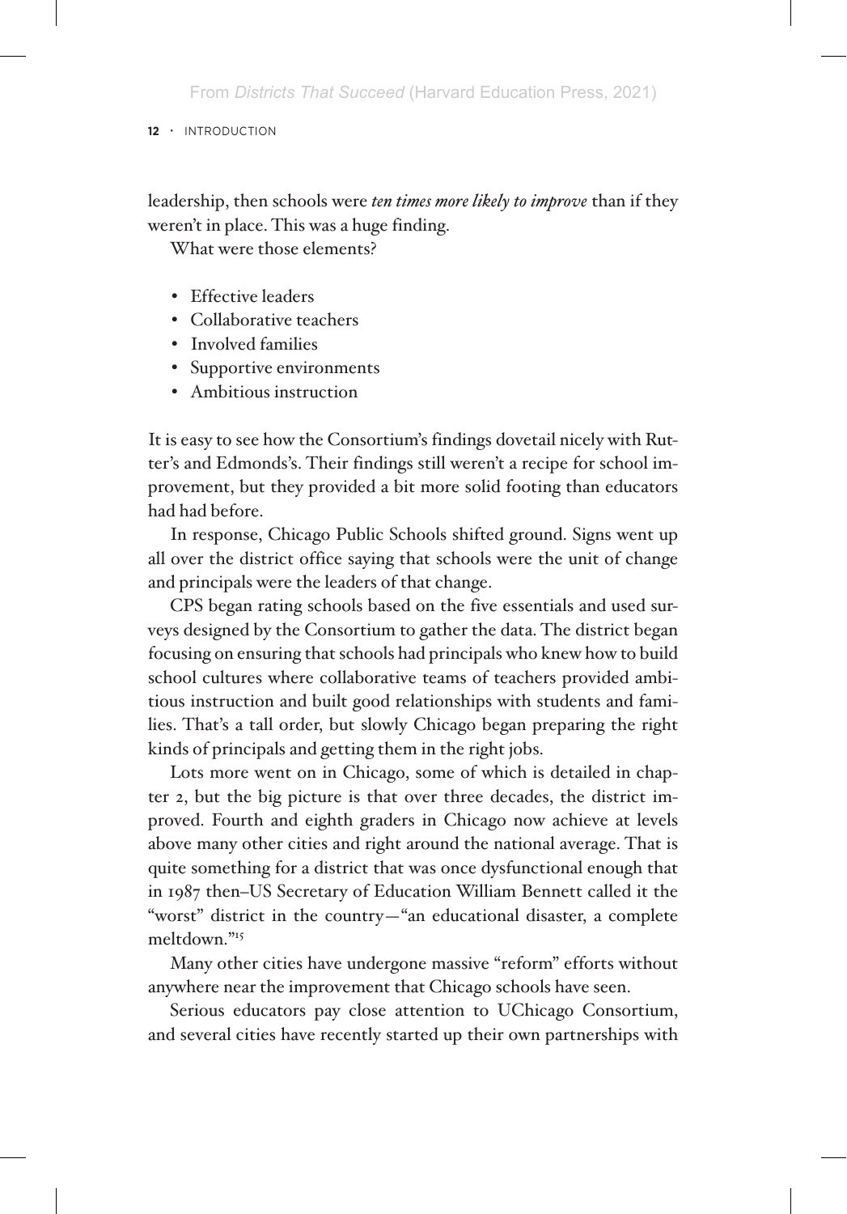leadership, then schools were *ten times more likely to improve* than if they weren't in place. This was a huge finding.

What were those elements?

- Effective leaders
- Collaborative teachers
- Involved families
- Supportive environments
- Ambitious instruction

It is easy to see how the Consortium's findings dovetail nicely with Rutter's and Edmonds's. Their findings still weren't a recipe for school improvement, but they provided a bit more solid footing than educators had had before.

In response, Chicago Public Schools shifted ground. Signs went up all over the district office saying that schools were the unit of change and principals were the leaders of that change.

CPS began rating schools based on the five essentials and used surveys designed by the Consortium to gather the data. The district began focusing on ensuring that schools had principals who knew how to build school cultures where collaborative teams of teachers provided ambitious instruction and built good relationships with students and families. That's a tall order, but slowly Chicago began preparing the right kinds of principals and getting them in the right jobs.

Lots more went on in Chicago, some of which is detailed in chapter 2, but the big picture is that over three decades, the district improved. Fourth and eighth graders in Chicago now achieve at levels above many other cities and right around the national average. That is quite something for a district that was once dysfunctional enough that in 1987 then–US Secretary of Education William Bennett called it the "worst" district in the country—"an educational disaster, a complete meltdown."[15]

Many other cities have undergone massive "reform" efforts without anywhere near the improvement that Chicago schools have seen.

Serious educators pay close attention to UChicago Consortium, and several cities have recently started up their own partnerships with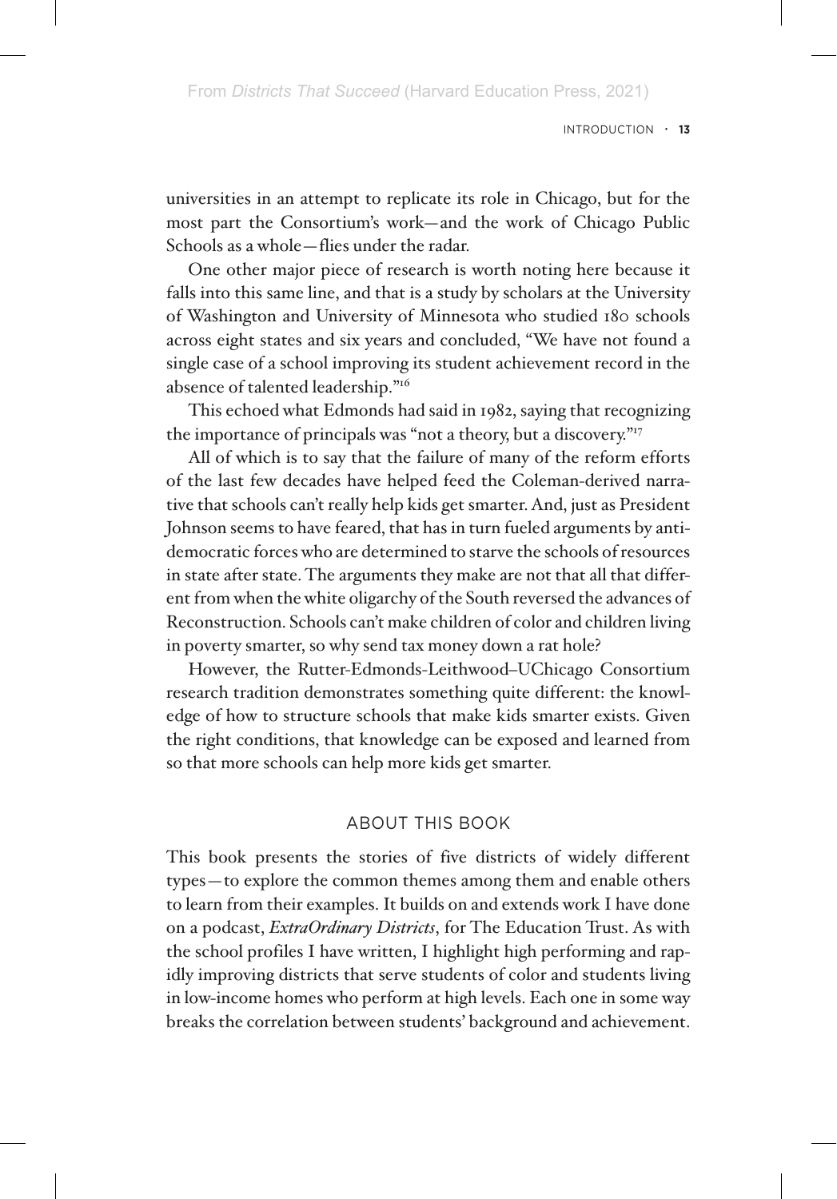universities in an attempt to replicate its role in Chicago, but for the most part the Consortium's work—and the work of Chicago Public Schools as a whole—flies under the radar.

One other major piece of research is worth noting here because it falls into this same line, and that is a study by scholars at the University of Washington and University of Minnesota who studied 180 schools across eight states and six years and concluded, "We have not found a single case of a school improving its student achievement record in the absence of talented leadership."[16]

This echoed what Edmonds had said in 1982, saying that recognizing the importance of principals was "not a theory, but a discovery."[17]

All of which is to say that the failure of many of the reform efforts of the last few decades have helped feed the Coleman-derived narrative that schools can't really help kids get smarter. And, just as President Johnson seems to have feared, that has in turn fueled arguments by anti-democratic forces who are determined to starve the schools of resources in state after state. The arguments they make are not that all that different from when the white oligarchy of the South reversed the advances of Reconstruction. Schools can't make children of color and children living in poverty smarter, so why send tax money down a rat hole?

However, the Rutter-Edmonds-Leithwood–UChicago Consortium research tradition demonstrates something quite different: the knowledge of how to structure schools that make kids smarter exists. Given the right conditions, that knowledge can be exposed and learned from so that more schools can help more kids get smarter.

## ABOUT THIS BOOK

This book presents the stories of five districts of widely different types—to explore the common themes among them and enable others to learn from their examples. It builds on and extends work I have done on a podcast, *ExtraOrdinary Districts*, for The Education Trust. As with the school profiles I have written, I highlight high performing and rapidly improving districts that serve students of color and students living in low-income homes who perform at high levels. Each one in some way breaks the correlation between students' background and achievement.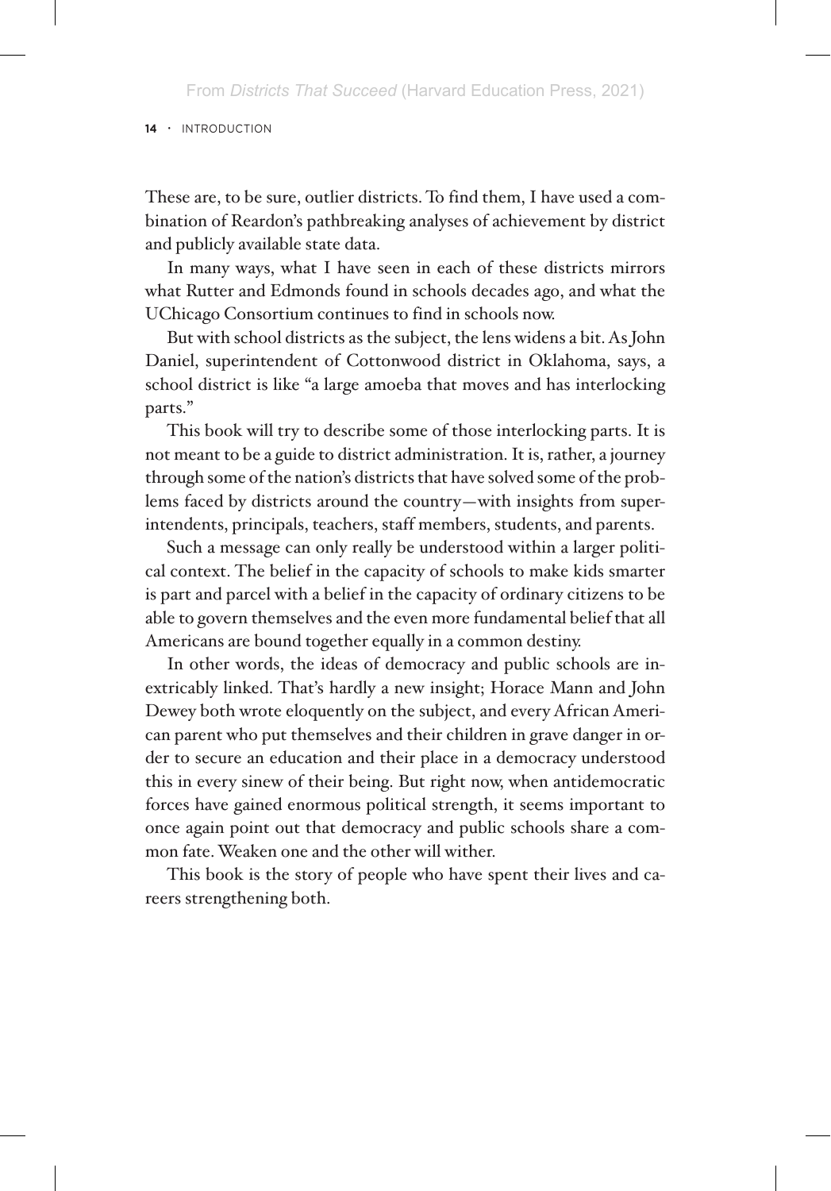These are, to be sure, outlier districts. To find them, I have used a combination of Reardon's pathbreaking analyses of achievement by district and publicly available state data.

In many ways, what I have seen in each of these districts mirrors what Rutter and Edmonds found in schools decades ago, and what the UChicago Consortium continues to find in schools now.

But with school districts as the subject, the lens widens a bit. As John Daniel, superintendent of Cottonwood district in Oklahoma, says, a school district is like "a large amoeba that moves and has interlocking parts."

This book will try to describe some of those interlocking parts. It is not meant to be a guide to district administration. It is, rather, a journey through some of the nation's districts that have solved some of the problems faced by districts around the country—with insights from superintendents, principals, teachers, staff members, students, and parents.

Such a message can only really be understood within a larger political context. The belief in the capacity of schools to make kids smarter is part and parcel with a belief in the capacity of ordinary citizens to be able to govern themselves and the even more fundamental belief that all Americans are bound together equally in a common destiny.

In other words, the ideas of democracy and public schools are inextricably linked. That's hardly a new insight; Horace Mann and John Dewey both wrote eloquently on the subject, and every African American parent who put themselves and their children in grave danger in order to secure an education and their place in a democracy understood this in every sinew of their being. But right now, when antidemocratic forces have gained enormous political strength, it seems important to once again point out that democracy and public schools share a common fate. Weaken one and the other will wither.

This book is the story of people who have spent their lives and careers strengthening both.